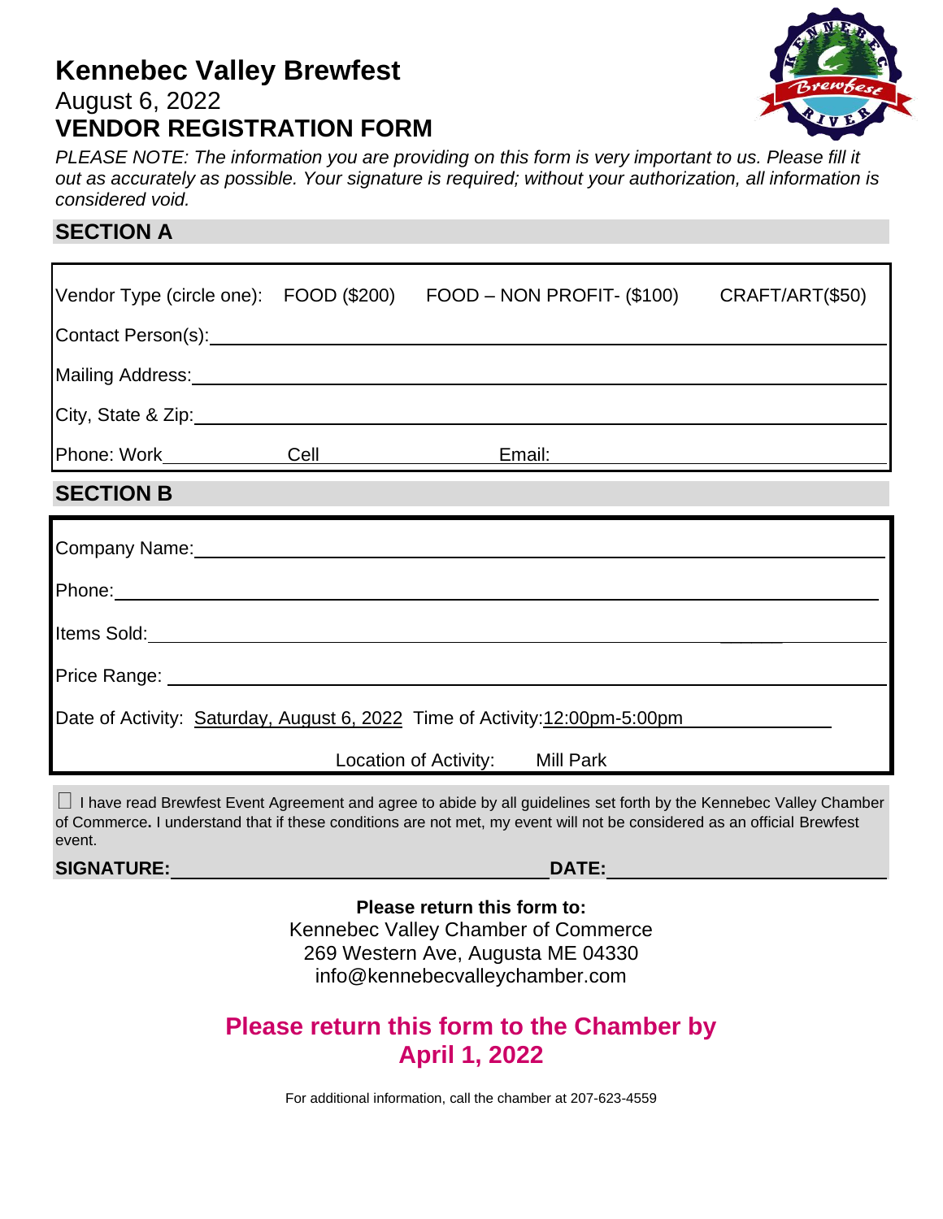# Kennebec Valley Brewfest

August 6, 2022

**VENDOR REGISTRATION FORM**

*PLEASE NOTE: The information you are providing on this form is very important to us. Please fill it out as accurately as possible. Your signature is required; without your authorization, all information is considered void.*

## SECTION A

Vendor Type (circle one): FOOD ($200) FOOD – NON PROFIT- ($100) CRAFT/ART($50)

Contact Person(s): ______________________________

Mailing Address: ______________________________

City, State & Zip: ______________________________

Phone: Work __________ Cell __________ Email: __________

## SECTION B

Company Name: ______________________________

Phone: ______________________________

Items Sold: ______________________________

Price Range: ______________________________

Date of Activity: Saturday, August 6, 2022 Time of Activity: 12:00pm-5:00pm

Location of Activity: Mill Park

☐ I have read Brewfest Event Agreement and agree to abide by all guidelines set forth by the Kennebec Valley Chamber of Commerce. I understand that if these conditions are not met, my event will not be considered as an official Brewfest event.

**SIGNATURE:** ______________________ **DATE:** ______________

**Please return this form to:**

Kennebec Valley Chamber of Commerce
269 Western Ave, Augusta ME 04330
info@kennebecvalleychamber.com

**Please return this form to the Chamber by April 1, 2022**

For additional information, call the chamber at 207-623-4559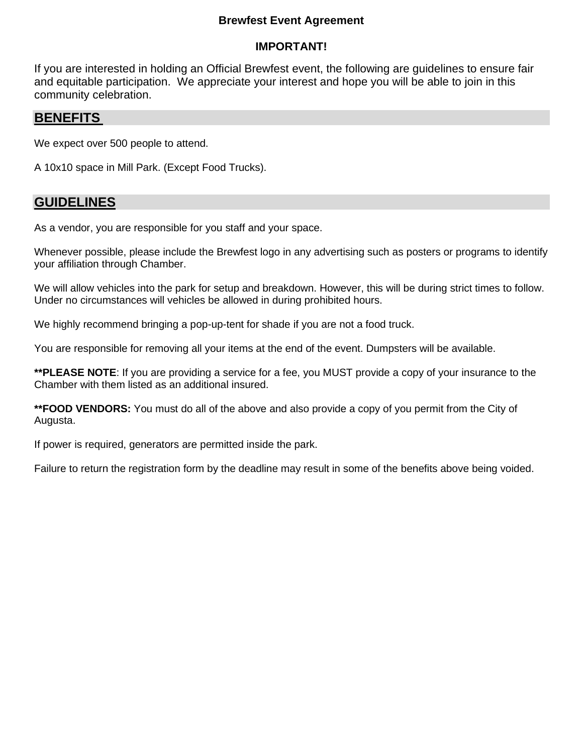**Brewfest Event Agreement**

**IMPORTANT!**

If you are interested in holding an Official Brewfest event, the following are guidelines to ensure fair and equitable participation. We appreciate your interest and hope you will be able to join in this community celebration.

## BENEFITS

We expect over 500 people to attend.

A 10x10 space in Mill Park. (Except Food Trucks).

## GUIDELINES

As a vendor, you are responsible for you staff and your space.

Whenever possible, please include the Brewfest logo in any advertising such as posters or programs to identify your affiliation through Chamber.

We will allow vehicles into the park for setup and breakdown. However, this will be during strict times to follow. Under no circumstances will vehicles be allowed in during prohibited hours.

We highly recommend bringing a pop-up-tent for shade if you are not a food truck.

You are responsible for removing all your items at the end of the event. Dumpsters will be available.

****PLEASE NOTE**: If you are providing a service for a fee, you MUST provide a copy of your insurance to the Chamber with them listed as an additional insured.

****FOOD VENDORS:** You must do all of the above and also provide a copy of you permit from the City of Augusta.

If power is required, generators are permitted inside the park.

Failure to return the registration form by the deadline may result in some of the benefits above being voided.